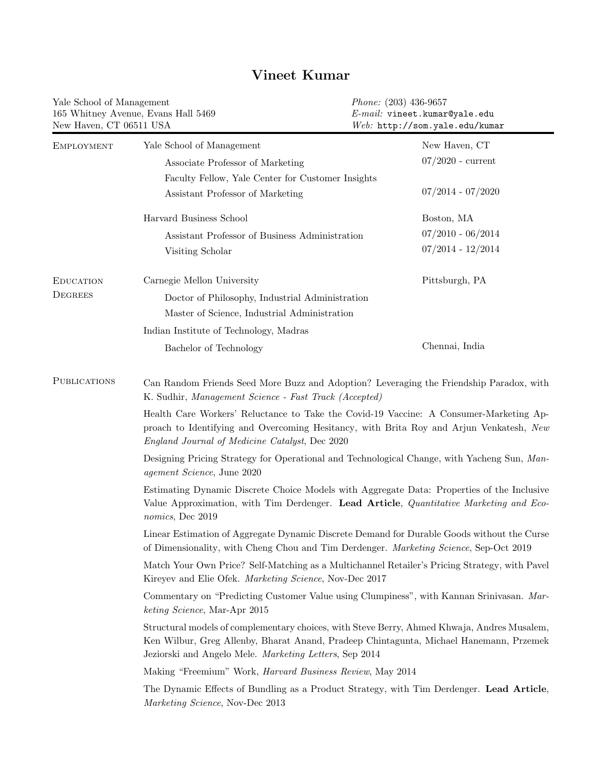# Vineet Kumar

Yale School of Management
165 Whitney Avenue, Evans Hall 5469
New Haven, CT 06511 USA

*Phone:* (203) 436-9657
*E-mail:* vineet.kumar@yale.edu
*Web:* http://som.yale.edu/kumar

## Employment

**Yale School of Management** — New Haven, CT

- Associate Professor of Marketing — 07/2020 - current
- Faculty Fellow, Yale Center for Customer Insights
- Assistant Professor of Marketing — 07/2014 - 07/2020

**Harvard Business School** — Boston, MA

- Assistant Professor of Business Administration — 07/2010 - 06/2014
- Visiting Scholar — 07/2014 - 12/2014

## Education Degrees

**Carnegie Mellon University** — Pittsburgh, PA

- Doctor of Philosophy, Industrial Administration
- Master of Science, Industrial Administration

**Indian Institute of Technology, Madras** — Chennai, India

- Bachelor of Technology

## Publications

Can Random Friends Seed More Buzz and Adoption? Leveraging the Friendship Paradox, with K. Sudhir, *Management Science - Fast Track (Accepted)*

Health Care Workers' Reluctance to Take the Covid-19 Vaccine: A Consumer-Marketing Approach to Identifying and Overcoming Hesitancy, with Brita Roy and Arjun Venkatesh, *New England Journal of Medicine Catalyst*, Dec 2020

Designing Pricing Strategy for Operational and Technological Change, with Yacheng Sun, *Management Science*, June 2020

Estimating Dynamic Discrete Choice Models with Aggregate Data: Properties of the Inclusive Value Approximation, with Tim Derdenger. **Lead Article**, *Quantitative Marketing and Economics*, Dec 2019

Linear Estimation of Aggregate Dynamic Discrete Demand for Durable Goods without the Curse of Dimensionality, with Cheng Chou and Tim Derdenger. *Marketing Science*, Sep-Oct 2019

Match Your Own Price? Self-Matching as a Multichannel Retailer's Pricing Strategy, with Pavel Kireyev and Elie Ofek. *Marketing Science*, Nov-Dec 2017

Commentary on "Predicting Customer Value using Clumpiness", with Kannan Srinivasan. *Marketing Science*, Mar-Apr 2015

Structural models of complementary choices, with Steve Berry, Ahmed Khwaja, Andres Musalem, Ken Wilbur, Greg Allenby, Bharat Anand, Pradeep Chintagunta, Michael Hanemann, Przemek Jeziorski and Angelo Mele. *Marketing Letters*, Sep 2014

Making "Freemium" Work, *Harvard Business Review*, May 2014

The Dynamic Effects of Bundling as a Product Strategy, with Tim Derdenger. **Lead Article**, *Marketing Science*, Nov-Dec 2013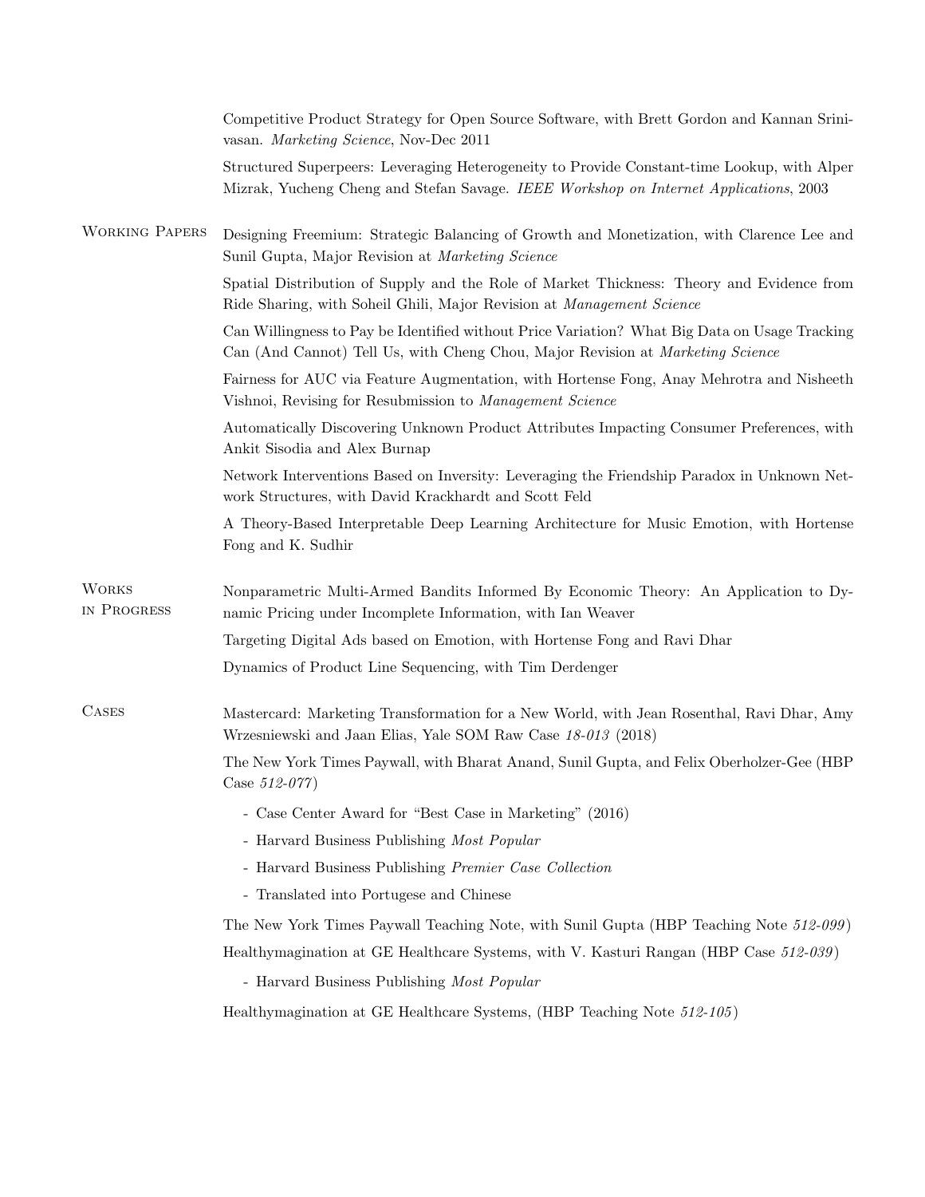Competitive Product Strategy for Open Source Software, with Brett Gordon and Kannan Srinivasan. *Marketing Science*, Nov-Dec 2011

Structured Superpeers: Leveraging Heterogeneity to Provide Constant-time Lookup, with Alper Mizrak, Yucheng Cheng and Stefan Savage. *IEEE Workshop on Internet Applications*, 2003

## Working Papers

Designing Freemium: Strategic Balancing of Growth and Monetization, with Clarence Lee and Sunil Gupta, Major Revision at *Marketing Science*

Spatial Distribution of Supply and the Role of Market Thickness: Theory and Evidence from Ride Sharing, with Soheil Ghili, Major Revision at *Management Science*

Can Willingness to Pay be Identified without Price Variation? What Big Data on Usage Tracking Can (And Cannot) Tell Us, with Cheng Chou, Major Revision at *Marketing Science*

Fairness for AUC via Feature Augmentation, with Hortense Fong, Anay Mehrotra and Nisheeth Vishnoi, Revising for Resubmission to *Management Science*

Automatically Discovering Unknown Product Attributes Impacting Consumer Preferences, with Ankit Sisodia and Alex Burnap

Network Interventions Based on Inversity: Leveraging the Friendship Paradox in Unknown Network Structures, with David Krackhardt and Scott Feld

A Theory-Based Interpretable Deep Learning Architecture for Music Emotion, with Hortense Fong and K. Sudhir

## Works in Progress

Nonparametric Multi-Armed Bandits Informed By Economic Theory: An Application to Dynamic Pricing under Incomplete Information, with Ian Weaver

Targeting Digital Ads based on Emotion, with Hortense Fong and Ravi Dhar

Dynamics of Product Line Sequencing, with Tim Derdenger

## Cases

Mastercard: Marketing Transformation for a New World, with Jean Rosenthal, Ravi Dhar, Amy Wrzesniewski and Jaan Elias, Yale SOM Raw Case *18-013* (2018)

The New York Times Paywall, with Bharat Anand, Sunil Gupta, and Felix Oberholzer-Gee (HBP Case *512-077*)

- Case Center Award for "Best Case in Marketing" (2016)
- Harvard Business Publishing *Most Popular*
- Harvard Business Publishing *Premier Case Collection*
- Translated into Portugese and Chinese

The New York Times Paywall Teaching Note, with Sunil Gupta (HBP Teaching Note *512-099*)

Healthymagination at GE Healthcare Systems, with V. Kasturi Rangan (HBP Case *512-039*)

- Harvard Business Publishing *Most Popular*

Healthymagination at GE Healthcare Systems, (HBP Teaching Note *512-105*)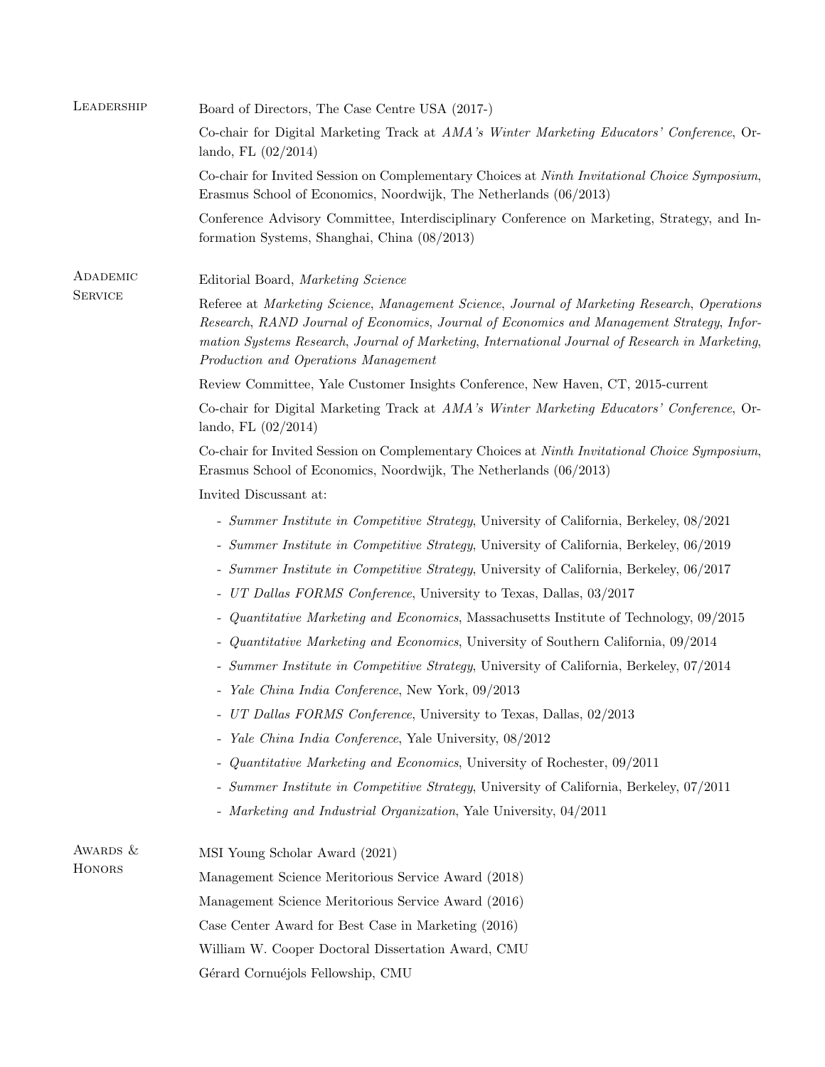## Leadership

Board of Directors, The Case Centre USA (2017-)

Co-chair for Digital Marketing Track at *AMA's Winter Marketing Educators' Conference*, Orlando, FL (02/2014)

Co-chair for Invited Session on Complementary Choices at *Ninth Invitational Choice Symposium*, Erasmus School of Economics, Noordwijk, The Netherlands (06/2013)

Conference Advisory Committee, Interdisciplinary Conference on Marketing, Strategy, and Information Systems, Shanghai, China (08/2013)

## Adademic Service

Editorial Board, *Marketing Science*

Referee at *Marketing Science*, *Management Science*, *Journal of Marketing Research*, *Operations Research*, *RAND Journal of Economics*, *Journal of Economics and Management Strategy*, *Information Systems Research*, *Journal of Marketing*, *International Journal of Research in Marketing*, *Production and Operations Management*

Review Committee, Yale Customer Insights Conference, New Haven, CT, 2015-current

Co-chair for Digital Marketing Track at *AMA's Winter Marketing Educators' Conference*, Orlando, FL (02/2014)

Co-chair for Invited Session on Complementary Choices at *Ninth Invitational Choice Symposium*, Erasmus School of Economics, Noordwijk, The Netherlands (06/2013)

Invited Discussant at:

- *Summer Institute in Competitive Strategy*, University of California, Berkeley, 08/2021
- *Summer Institute in Competitive Strategy*, University of California, Berkeley, 06/2019
- *Summer Institute in Competitive Strategy*, University of California, Berkeley, 06/2017
- *UT Dallas FORMS Conference*, University to Texas, Dallas, 03/2017
- *Quantitative Marketing and Economics*, Massachusetts Institute of Technology, 09/2015
- *Quantitative Marketing and Economics*, University of Southern California, 09/2014
- *Summer Institute in Competitive Strategy*, University of California, Berkeley, 07/2014
- *Yale China India Conference*, New York, 09/2013
- *UT Dallas FORMS Conference*, University to Texas, Dallas, 02/2013
- *Yale China India Conference*, Yale University, 08/2012
- *Quantitative Marketing and Economics*, University of Rochester, 09/2011
- *Summer Institute in Competitive Strategy*, University of California, Berkeley, 07/2011
- *Marketing and Industrial Organization*, Yale University, 04/2011

## Awards & Honors

MSI Young Scholar Award (2021)

Management Science Meritorious Service Award (2018)

Management Science Meritorious Service Award (2016)

Case Center Award for Best Case in Marketing (2016)

William W. Cooper Doctoral Dissertation Award, CMU

Gérard Cornuéjols Fellowship, CMU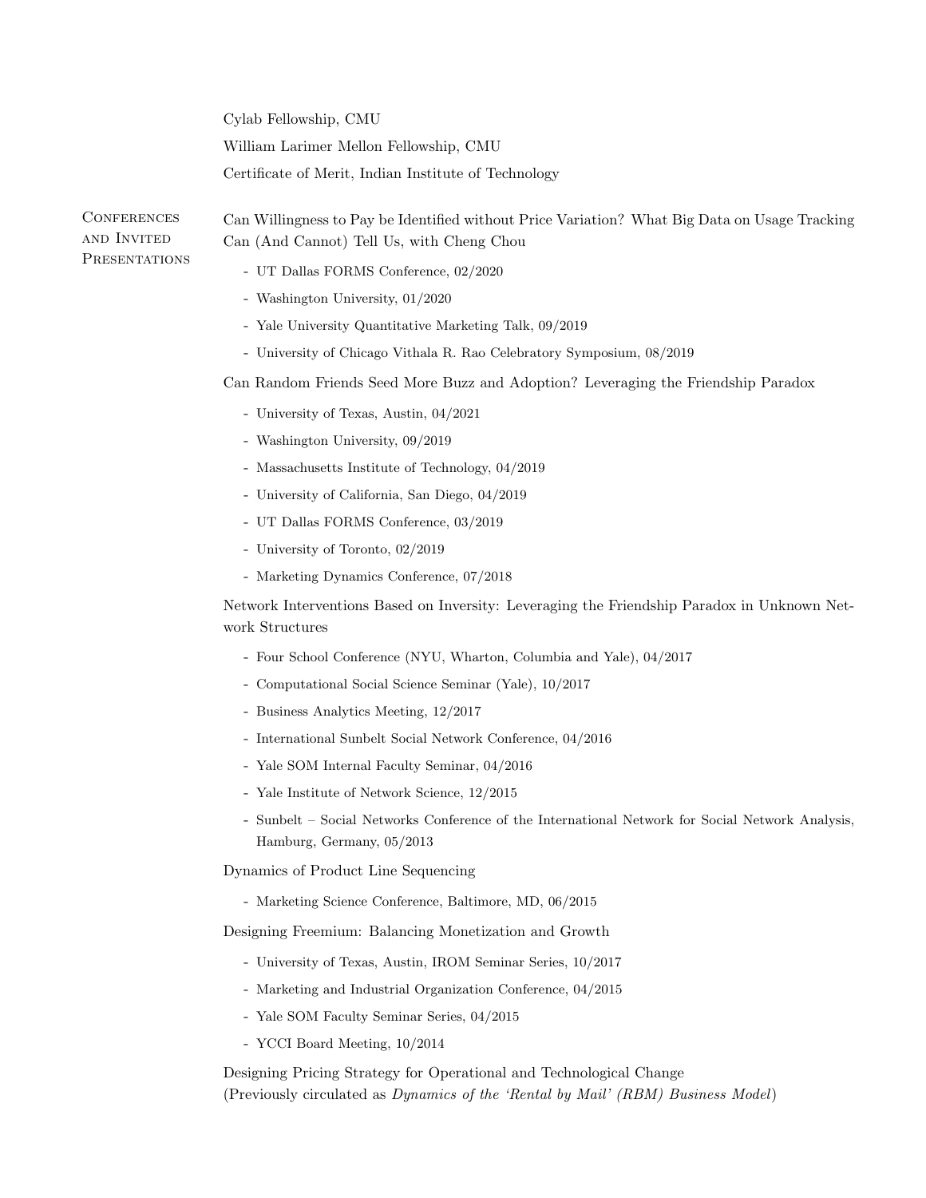Cylab Fellowship, CMU

William Larimer Mellon Fellowship, CMU

Certificate of Merit, Indian Institute of Technology

## Conferences and Invited Presentations

Can Willingness to Pay be Identified without Price Variation? What Big Data on Usage Tracking Can (And Cannot) Tell Us, with Cheng Chou

- UT Dallas FORMS Conference, 02/2020
- Washington University, 01/2020
- Yale University Quantitative Marketing Talk, 09/2019
- University of Chicago Vithala R. Rao Celebratory Symposium, 08/2019

Can Random Friends Seed More Buzz and Adoption? Leveraging the Friendship Paradox

- University of Texas, Austin, 04/2021
- Washington University, 09/2019
- Massachusetts Institute of Technology, 04/2019
- University of California, San Diego, 04/2019
- UT Dallas FORMS Conference, 03/2019
- University of Toronto, 02/2019
- Marketing Dynamics Conference, 07/2018

Network Interventions Based on Inversity: Leveraging the Friendship Paradox in Unknown Network Structures

- Four School Conference (NYU, Wharton, Columbia and Yale), 04/2017
- Computational Social Science Seminar (Yale), 10/2017
- Business Analytics Meeting, 12/2017
- International Sunbelt Social Network Conference, 04/2016
- Yale SOM Internal Faculty Seminar, 04/2016
- Yale Institute of Network Science, 12/2015
- Sunbelt – Social Networks Conference of the International Network for Social Network Analysis, Hamburg, Germany, 05/2013

Dynamics of Product Line Sequencing

- Marketing Science Conference, Baltimore, MD, 06/2015

Designing Freemium: Balancing Monetization and Growth

- University of Texas, Austin, IROM Seminar Series, 10/2017
- Marketing and Industrial Organization Conference, 04/2015
- Yale SOM Faculty Seminar Series, 04/2015
- YCCI Board Meeting, 10/2014

Designing Pricing Strategy for Operational and Technological Change
(Previously circulated as *Dynamics of the 'Rental by Mail' (RBM) Business Model*)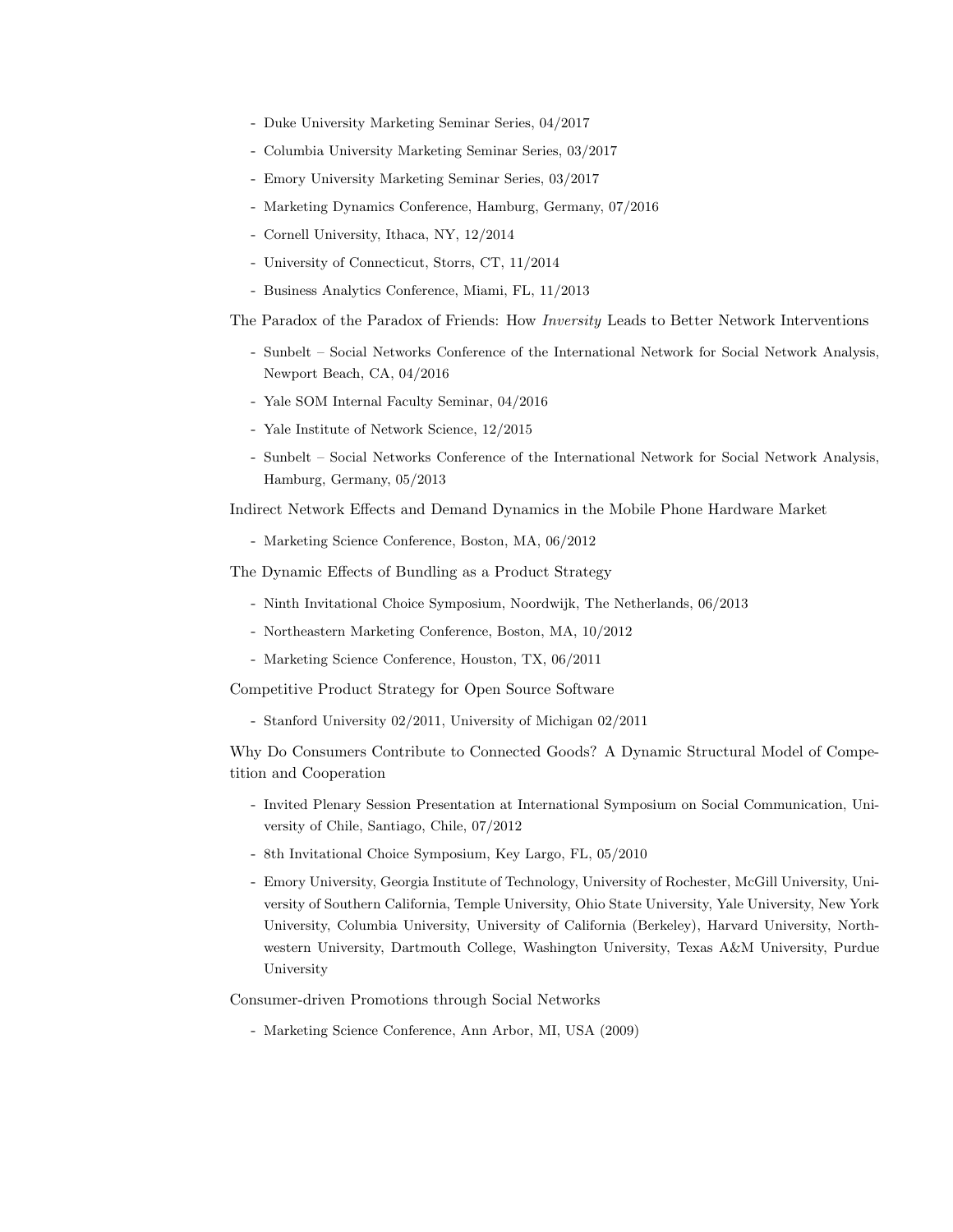- Duke University Marketing Seminar Series, 04/2017
- Columbia University Marketing Seminar Series, 03/2017
- Emory University Marketing Seminar Series, 03/2017
- Marketing Dynamics Conference, Hamburg, Germany, 07/2016
- Cornell University, Ithaca, NY, 12/2014
- University of Connecticut, Storrs, CT, 11/2014
- Business Analytics Conference, Miami, FL, 11/2013

The Paradox of the Paradox of Friends: How *Inversity* Leads to Better Network Interventions

- Sunbelt – Social Networks Conference of the International Network for Social Network Analysis, Newport Beach, CA, 04/2016
- Yale SOM Internal Faculty Seminar, 04/2016
- Yale Institute of Network Science, 12/2015
- Sunbelt – Social Networks Conference of the International Network for Social Network Analysis, Hamburg, Germany, 05/2013

Indirect Network Effects and Demand Dynamics in the Mobile Phone Hardware Market

- Marketing Science Conference, Boston, MA, 06/2012

The Dynamic Effects of Bundling as a Product Strategy

- Ninth Invitational Choice Symposium, Noordwijk, The Netherlands, 06/2013
- Northeastern Marketing Conference, Boston, MA, 10/2012
- Marketing Science Conference, Houston, TX, 06/2011

Competitive Product Strategy for Open Source Software

- Stanford University 02/2011, University of Michigan 02/2011

Why Do Consumers Contribute to Connected Goods? A Dynamic Structural Model of Competition and Cooperation

- Invited Plenary Session Presentation at International Symposium on Social Communication, University of Chile, Santiago, Chile, 07/2012
- 8th Invitational Choice Symposium, Key Largo, FL, 05/2010
- Emory University, Georgia Institute of Technology, University of Rochester, McGill University, University of Southern California, Temple University, Ohio State University, Yale University, New York University, Columbia University, University of California (Berkeley), Harvard University, Northwestern University, Dartmouth College, Washington University, Texas A&M University, Purdue University

Consumer-driven Promotions through Social Networks

- Marketing Science Conference, Ann Arbor, MI, USA (2009)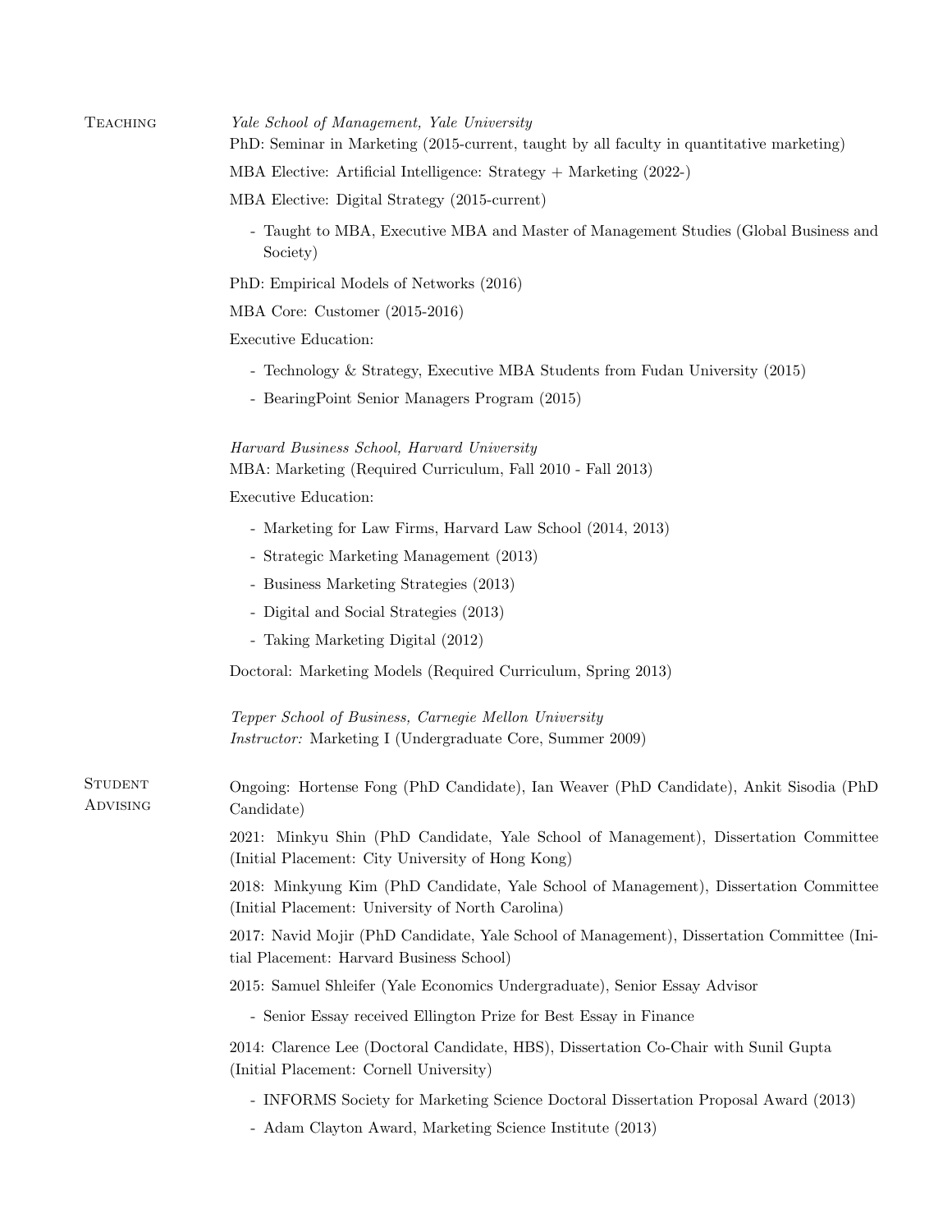## Teaching

*Yale School of Management, Yale University*

PhD: Seminar in Marketing (2015-current, taught by all faculty in quantitative marketing)

MBA Elective: Artificial Intelligence: Strategy + Marketing (2022-)

MBA Elective: Digital Strategy (2015-current)

- Taught to MBA, Executive MBA and Master of Management Studies (Global Business and Society)

PhD: Empirical Models of Networks (2016)

MBA Core: Customer (2015-2016)

Executive Education:

- Technology & Strategy, Executive MBA Students from Fudan University (2015)
- BearingPoint Senior Managers Program (2015)

*Harvard Business School, Harvard University*

MBA: Marketing (Required Curriculum, Fall 2010 - Fall 2013)

Executive Education:

- Marketing for Law Firms, Harvard Law School (2014, 2013)
- Strategic Marketing Management (2013)
- Business Marketing Strategies (2013)
- Digital and Social Strategies (2013)
- Taking Marketing Digital (2012)

Doctoral: Marketing Models (Required Curriculum, Spring 2013)

*Tepper School of Business, Carnegie Mellon University*

*Instructor:* Marketing I (Undergraduate Core, Summer 2009)

## Student Advising

Ongoing: Hortense Fong (PhD Candidate), Ian Weaver (PhD Candidate), Ankit Sisodia (PhD Candidate)

2021: Minkyu Shin (PhD Candidate, Yale School of Management), Dissertation Committee (Initial Placement: City University of Hong Kong)

2018: Minkyung Kim (PhD Candidate, Yale School of Management), Dissertation Committee (Initial Placement: University of North Carolina)

2017: Navid Mojir (PhD Candidate, Yale School of Management), Dissertation Committee (Initial Placement: Harvard Business School)

2015: Samuel Shleifer (Yale Economics Undergraduate), Senior Essay Advisor

- Senior Essay received Ellington Prize for Best Essay in Finance

2014: Clarence Lee (Doctoral Candidate, HBS), Dissertation Co-Chair with Sunil Gupta (Initial Placement: Cornell University)

- INFORMS Society for Marketing Science Doctoral Dissertation Proposal Award (2013)
- Adam Clayton Award, Marketing Science Institute (2013)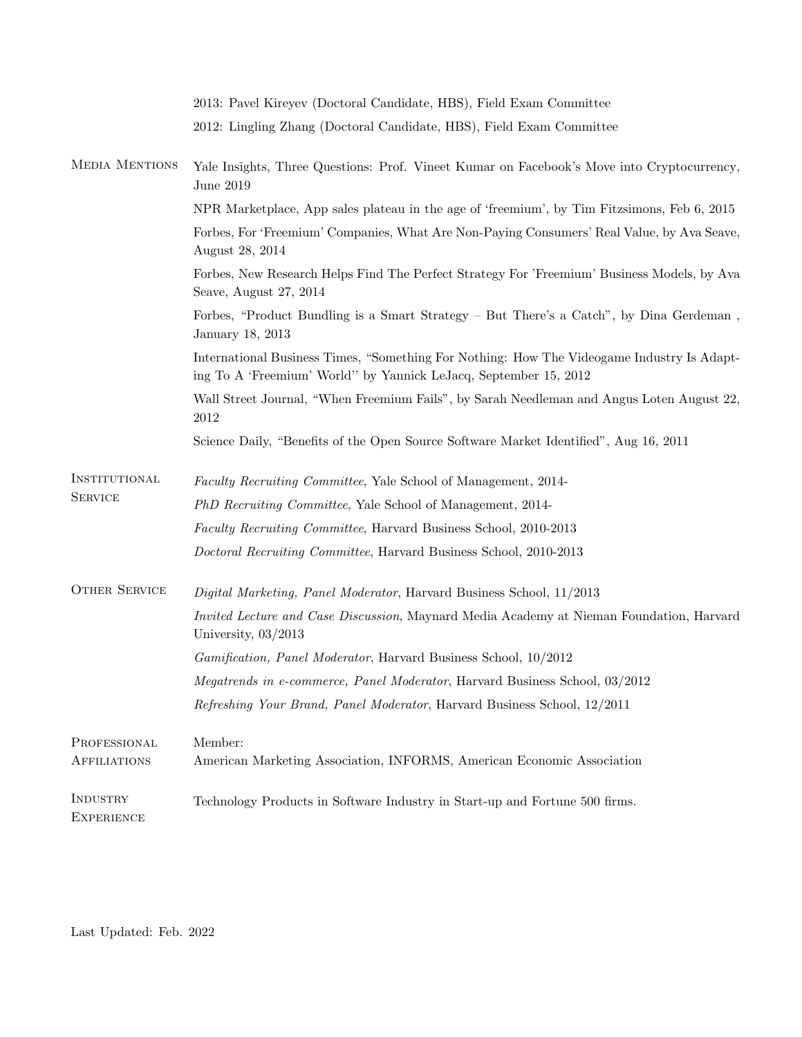2013: Pavel Kireyev (Doctoral Candidate, HBS), Field Exam Committee

2012: Lingling Zhang (Doctoral Candidate, HBS), Field Exam Committee

## Media Mentions

Yale Insights, Three Questions: Prof. Vineet Kumar on Facebook's Move into Cryptocurrency, June 2019

NPR Marketplace, App sales plateau in the age of 'freemium', by Tim Fitzsimons, Feb 6, 2015

Forbes, For 'Freemium' Companies, What Are Non-Paying Consumers' Real Value, by Ava Seave, August 28, 2014

Forbes, New Research Helps Find The Perfect Strategy For 'Freemium' Business Models, by Ava Seave, August 27, 2014

Forbes, "Product Bundling is a Smart Strategy – But There's a Catch", by Dina Gerdeman , January 18, 2013

International Business Times, "Something For Nothing: How The Videogame Industry Is Adapting To A 'Freemium' World'' by Yannick LeJacq, September 15, 2012

Wall Street Journal, "When Freemium Fails", by Sarah Needleman and Angus Loten August 22, 2012

Science Daily, "Benefits of the Open Source Software Market Identified", Aug 16, 2011

## Institutional Service

*Faculty Recruiting Committee*, Yale School of Management, 2014-

*PhD Recruiting Committee*, Yale School of Management, 2014-

*Faculty Recruiting Committee*, Harvard Business School, 2010-2013

*Doctoral Recruiting Committee*, Harvard Business School, 2010-2013

## Other Service

*Digital Marketing, Panel Moderator*, Harvard Business School, 11/2013

*Invited Lecture and Case Discussion*, Maynard Media Academy at Nieman Foundation, Harvard University, 03/2013

*Gamification, Panel Moderator*, Harvard Business School, 10/2012

*Megatrends in e-commerce, Panel Moderator*, Harvard Business School, 03/2012

*Refreshing Your Brand, Panel Moderator*, Harvard Business School, 12/2011

## Professional Affiliations

Member:
American Marketing Association, INFORMS, American Economic Association

## Industry Experience

Technology Products in Software Industry in Start-up and Fortune 500 firms.

Last Updated: Feb. 2022